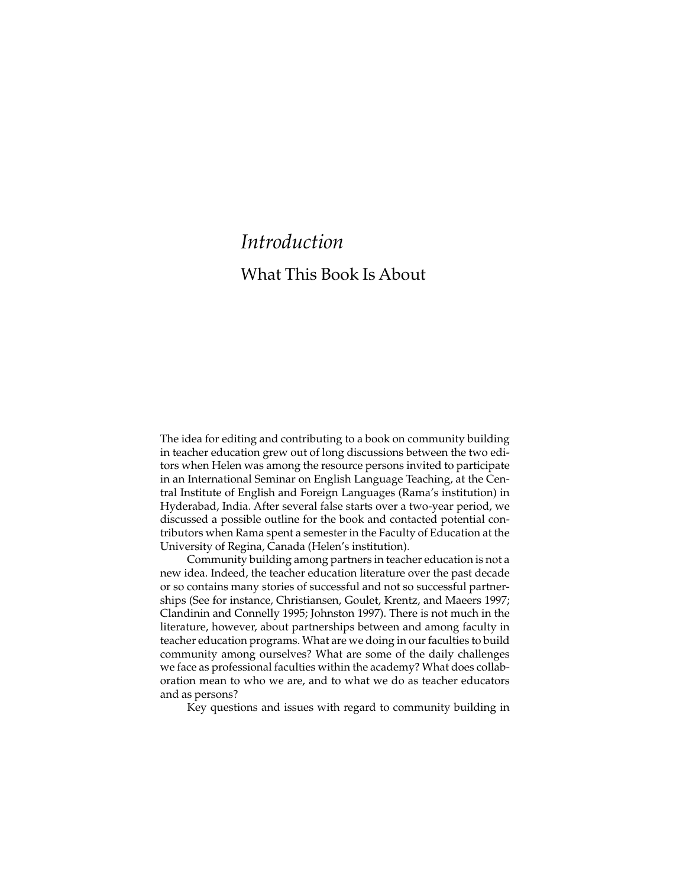# *Introduction*

## What This Book Is About

The idea for editing and contributing to a book on community building in teacher education grew out of long discussions between the two editors when Helen was among the resource persons invited to participate in an International Seminar on English Language Teaching, at the Central Institute of English and Foreign Languages (Rama's institution) in Hyderabad, India. After several false starts over a two-year period, we discussed a possible outline for the book and contacted potential contributors when Rama spent a semester in the Faculty of Education at the University of Regina, Canada (Helen's institution).

Community building among partners in teacher education is not a new idea. Indeed, the teacher education literature over the past decade or so contains many stories of successful and not so successful partnerships (See for instance, Christiansen, Goulet, Krentz, and Maeers 1997; Clandinin and Connelly 1995; Johnston 1997). There is not much in the literature, however, about partnerships between and among faculty in teacher education programs. What are we doing in our faculties to build community among ourselves? What are some of the daily challenges we face as professional faculties within the academy? What does collaboration mean to who we are, and to what we do as teacher educators and as persons?

Key questions and issues with regard to community building in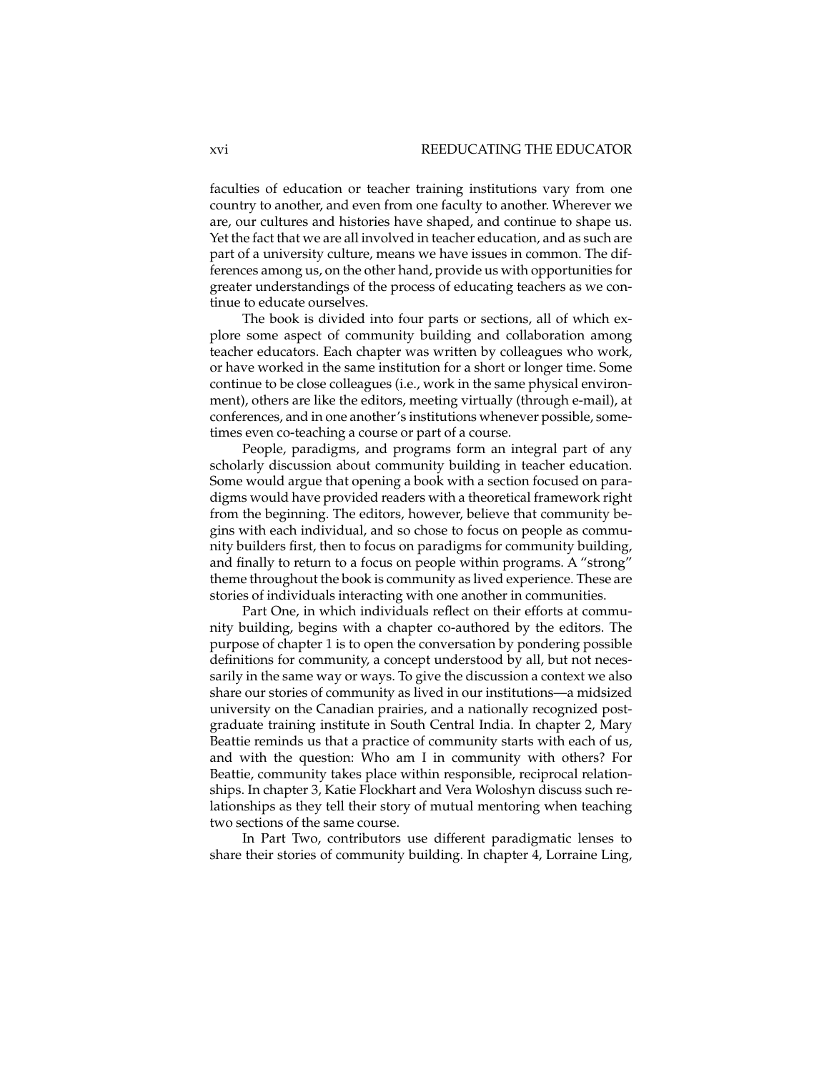faculties of education or teacher training institutions vary from one country to another, and even from one faculty to another. Wherever we are, our cultures and histories have shaped, and continue to shape us. Yet the fact that we are all involved in teacher education, and as such are part of a university culture, means we have issues in common. The differences among us, on the other hand, provide us with opportunities for greater understandings of the process of educating teachers as we continue to educate ourselves.

The book is divided into four parts or sections, all of which explore some aspect of community building and collaboration among teacher educators. Each chapter was written by colleagues who work, or have worked in the same institution for a short or longer time. Some continue to be close colleagues (i.e., work in the same physical environment), others are like the editors, meeting virtually (through e-mail), at conferences, and in one another's institutions whenever possible, sometimes even co-teaching a course or part of a course.

People, paradigms, and programs form an integral part of any scholarly discussion about community building in teacher education. Some would argue that opening a book with a section focused on paradigms would have provided readers with a theoretical framework right from the beginning. The editors, however, believe that community begins with each individual, and so chose to focus on people as community builders first, then to focus on paradigms for community building, and finally to return to a focus on people within programs. A "strong" theme throughout the book is community as lived experience. These are stories of individuals interacting with one another in communities.

Part One, in which individuals reflect on their efforts at community building, begins with a chapter co-authored by the editors. The purpose of chapter 1 is to open the conversation by pondering possible definitions for community, a concept understood by all, but not necessarily in the same way or ways. To give the discussion a context we also share our stories of community as lived in our institutions—a midsized university on the Canadian prairies, and a nationally recognized postgraduate training institute in South Central India. In chapter 2, Mary Beattie reminds us that a practice of community starts with each of us, and with the question: Who am I in community with others? For Beattie, community takes place within responsible, reciprocal relationships. In chapter 3, Katie Flockhart and Vera Woloshyn discuss such relationships as they tell their story of mutual mentoring when teaching two sections of the same course.

In Part Two, contributors use different paradigmatic lenses to share their stories of community building. In chapter 4, Lorraine Ling,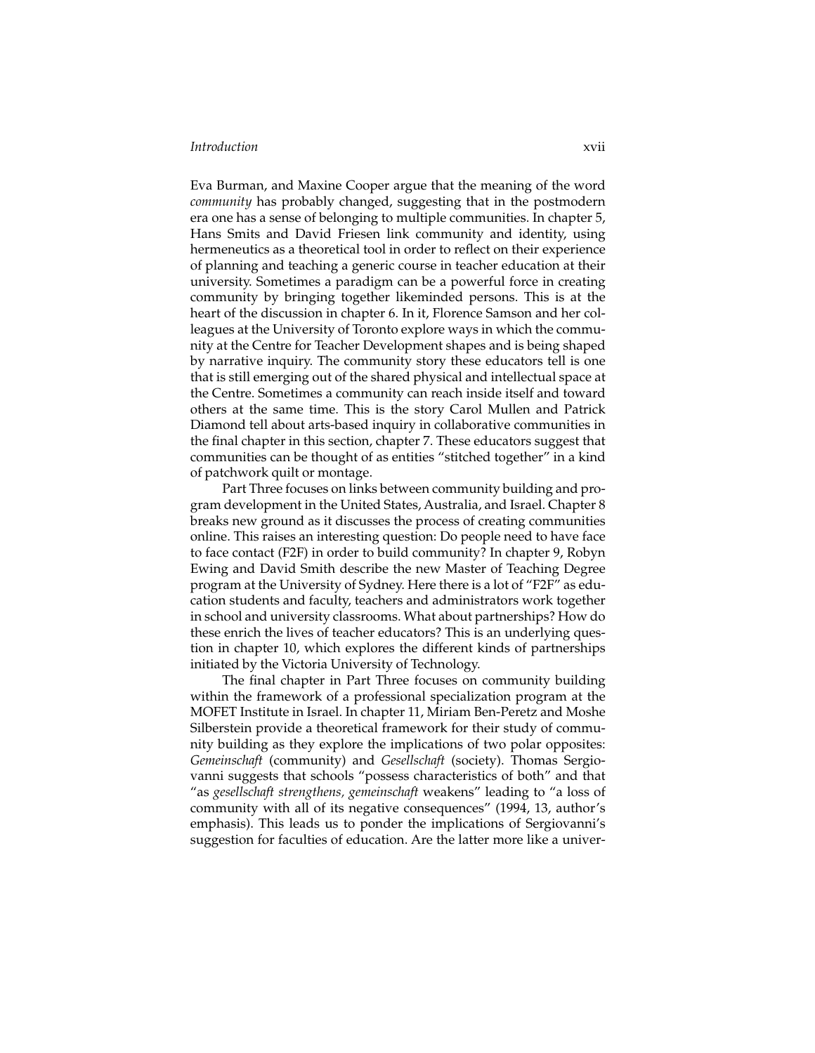Eva Burman, and Maxine Cooper argue that the meaning of the word *community* has probably changed, suggesting that in the postmodern era one has a sense of belonging to multiple communities. In chapter 5, Hans Smits and David Friesen link community and identity, using hermeneutics as a theoretical tool in order to reflect on their experience of planning and teaching a generic course in teacher education at their university. Sometimes a paradigm can be a powerful force in creating community by bringing together likeminded persons. This is at the heart of the discussion in chapter 6. In it, Florence Samson and her colleagues at the University of Toronto explore ways in which the community at the Centre for Teacher Development shapes and is being shaped by narrative inquiry. The community story these educators tell is one that is still emerging out of the shared physical and intellectual space at the Centre. Sometimes a community can reach inside itself and toward others at the same time. This is the story Carol Mullen and Patrick Diamond tell about arts-based inquiry in collaborative communities in the final chapter in this section, chapter 7. These educators suggest that communities can be thought of as entities "stitched together" in a kind of patchwork quilt or montage.

Part Three focuses on links between community building and program development in the United States, Australia, and Israel. Chapter 8 breaks new ground as it discusses the process of creating communities online. This raises an interesting question: Do people need to have face to face contact (F2F) in order to build community? In chapter 9, Robyn Ewing and David Smith describe the new Master of Teaching Degree program at the University of Sydney. Here there is a lot of "F2F" as education students and faculty, teachers and administrators work together in school and university classrooms. What about partnerships? How do these enrich the lives of teacher educators? This is an underlying question in chapter 10, which explores the different kinds of partnerships initiated by the Victoria University of Technology.

The final chapter in Part Three focuses on community building within the framework of a professional specialization program at the MOFET Institute in Israel. In chapter 11, Miriam Ben-Peretz and Moshe Silberstein provide a theoretical framework for their study of community building as they explore the implications of two polar opposites: *Gemeinschaft* (community) and *Gesellschaft* (society). Thomas Sergiovanni suggests that schools "possess characteristics of both" and that "as *gesellschaft strengthens, gemeinschaft* weakens" leading to "a loss of community with all of its negative consequences" (1994, 13, author's emphasis). This leads us to ponder the implications of Sergiovanni's suggestion for faculties of education. Are the latter more like a univer-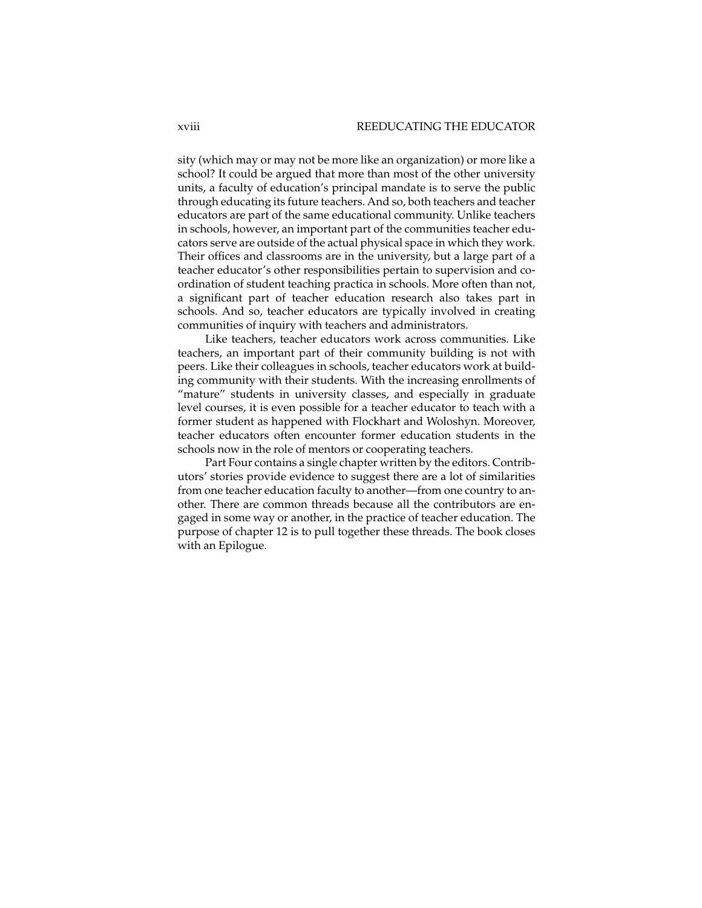sity (which may or may not be more like an organization) or more like a school? It could be argued that more than most of the other university units, a faculty of education's principal mandate is to serve the public through educating its future teachers. And so, both teachers and teacher educators are part of the same educational community. Unlike teachers in schools, however, an important part of the communities teacher educators serve are outside of the actual physical space in which they work. Their offices and classrooms are in the university, but a large part of a teacher educator's other responsibilities pertain to supervision and coordination of student teaching practica in schools. More often than not, a significant part of teacher education research also takes part in schools. And so, teacher educators are typically involved in creating communities of inquiry with teachers and administrators.

Like teachers, teacher educators work across communities. Like teachers, an important part of their community building is not with peers. Like their colleagues in schools, teacher educators work at building community with their students. With the increasing enrollments of "mature" students in university classes, and especially in graduate level courses, it is even possible for a teacher educator to teach with a former student as happened with Flockhart and Woloshyn. Moreover, teacher educators often encounter former education students in the schools now in the role of mentors or cooperating teachers.

Part Four contains a single chapter written by the editors. Contributors' stories provide evidence to suggest there are a lot of similarities from one teacher education faculty to another—from one country to another. There are common threads because all the contributors are engaged in some way or another, in the practice of teacher education. The purpose of chapter 12 is to pull together these threads. The book closes with an Epilogue.